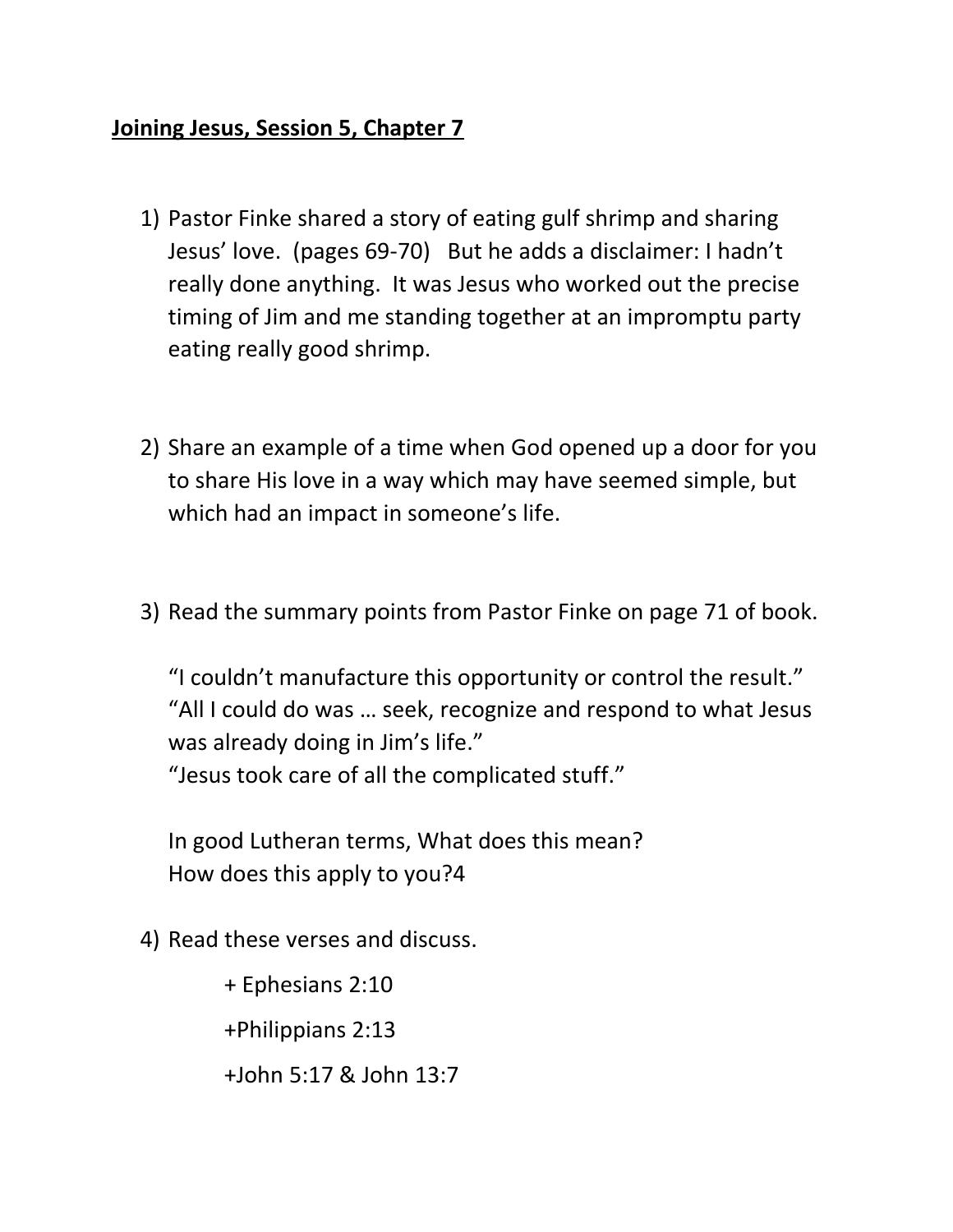**Joining Jesus, Session 5, Chapter 7**

1) Pastor Finke shared a story of eating gulf shrimp and sharing Jesus' love. (pages 69-70) But he adds a disclaimer: I hadn't really done anything. It was Jesus who worked out the precise timing of Jim and me standing together at an impromptu party eating really good shrimp.

2) Share an example of a time when God opened up a door for you to share His love in a way which may have seemed simple, but which had an impact in someone's life.

3) Read the summary points from Pastor Finke on page 71 of book.

   "I couldn't manufacture this opportunity or control the result."
   "All I could do was … seek, recognize and respond to what Jesus was already doing in Jim's life."
   "Jesus took care of all the complicated stuff."

   In good Lutheran terms, What does this mean?
   How does this apply to you?4

4) Read these verses and discuss.

   + Ephesians 2:10

   +Philippians 2:13

   +John 5:17 & John 13:7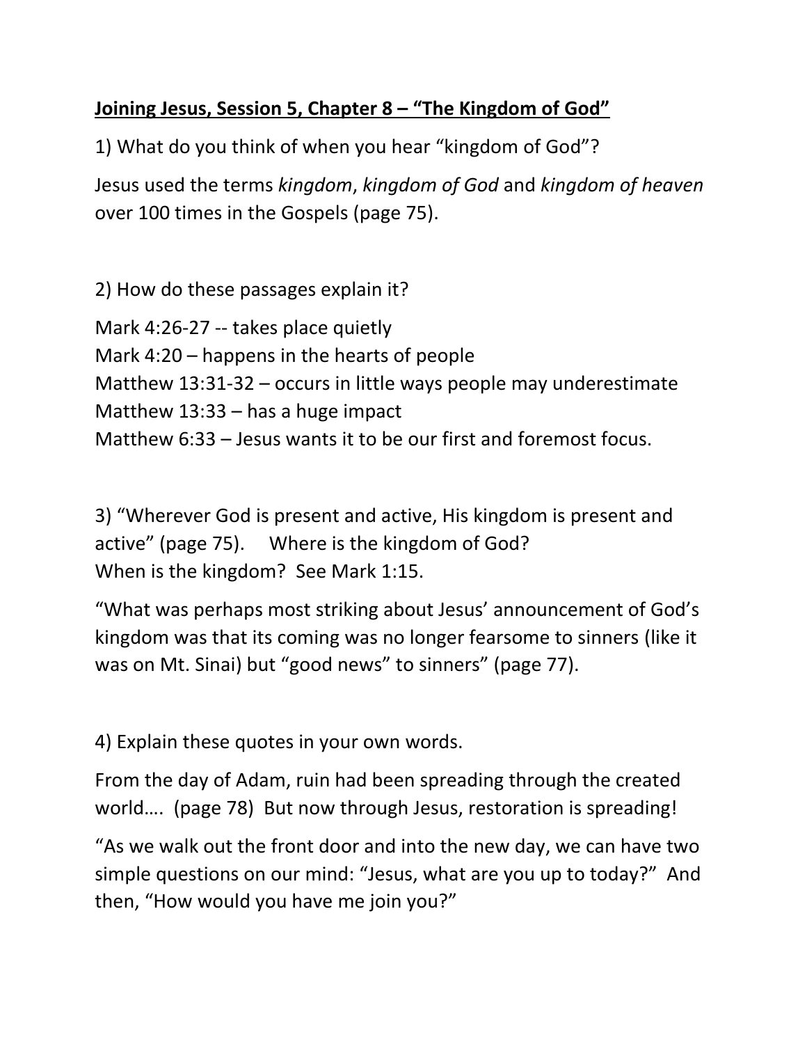**<u>Joining Jesus, Session 5, Chapter 8 – "The Kingdom of God"</u>**

1) What do you think of when you hear "kingdom of God"?

Jesus used the terms *kingdom*, *kingdom of God* and *kingdom of heaven* over 100 times in the Gospels (page 75).

2) How do these passages explain it?

Mark 4:26-27 -- takes place quietly
Mark 4:20 – happens in the hearts of people
Matthew 13:31-32 – occurs in little ways people may underestimate
Matthew 13:33 – has a huge impact
Matthew 6:33 – Jesus wants it to be our first and foremost focus.

3) "Wherever God is present and active, His kingdom is present and active" (page 75). Where is the kingdom of God?
When is the kingdom? See Mark 1:15.

"What was perhaps most striking about Jesus' announcement of God's kingdom was that its coming was no longer fearsome to sinners (like it was on Mt. Sinai) but "good news" to sinners" (page 77).

4) Explain these quotes in your own words.

From the day of Adam, ruin had been spreading through the created world…. (page 78) But now through Jesus, restoration is spreading!

"As we walk out the front door and into the new day, we can have two simple questions on our mind: "Jesus, what are you up to today?" And then, "How would you have me join you?"